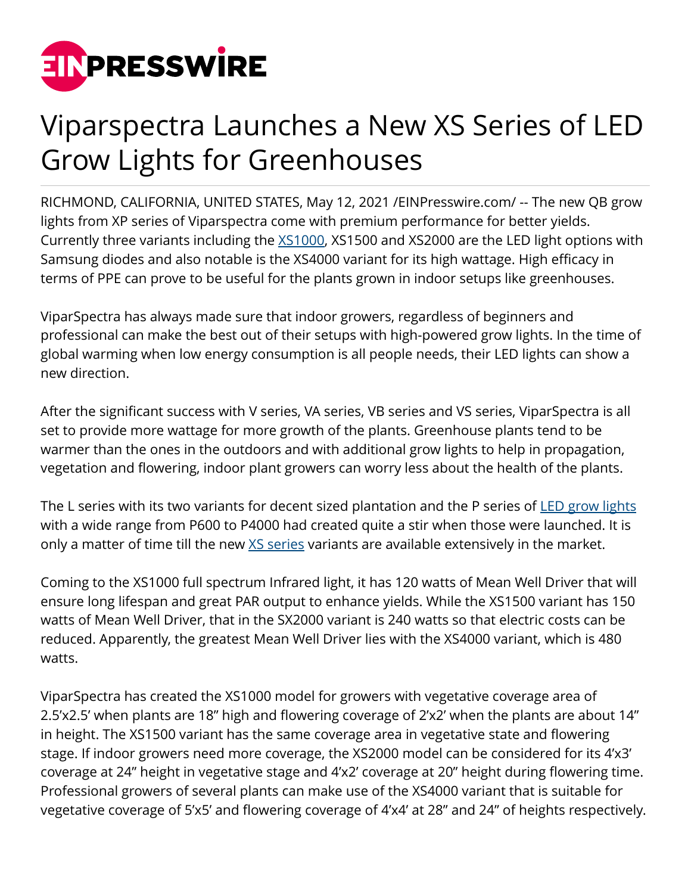# Viparspectra Launches a New XS Series of LED Grow Lights for Greenhouses

RICHMOND, CALIFORNIA, UNITED STATES, May 12, 2021 /EINPresswire.com/ -- The new QB grow lights from XP series of Viparspectra come with premium performance for better yields. Currently three variants including the XS1000, XS1500 and XS2000 are the LED light options with Samsung diodes and also notable is the XS4000 variant for its high wattage. High efficacy in terms of PPE can prove to be useful for the plants grown in indoor setups like greenhouses.

ViparSpectra has always made sure that indoor growers, regardless of beginners and professional can make the best out of their setups with high-powered grow lights. In the time of global warming when low energy consumption is all people needs, their LED lights can show a new direction.

After the significant success with V series, VA series, VB series and VS series, ViparSpectra is all set to provide more wattage for more growth of the plants. Greenhouse plants tend to be warmer than the ones in the outdoors and with additional grow lights to help in propagation, vegetation and flowering, indoor plant growers can worry less about the health of the plants.

The L series with its two variants for decent sized plantation and the P series of LED grow lights with a wide range from P600 to P4000 had created quite a stir when those were launched. It is only a matter of time till the new XS series variants are available extensively in the market.

Coming to the XS1000 full spectrum Infrared light, it has 120 watts of Mean Well Driver that will ensure long lifespan and great PAR output to enhance yields. While the XS1500 variant has 150 watts of Mean Well Driver, that in the SX2000 variant is 240 watts so that electric costs can be reduced. Apparently, the greatest Mean Well Driver lies with the XS4000 variant, which is 480 watts.

ViparSpectra has created the XS1000 model for growers with vegetative coverage area of 2.5'x2.5' when plants are 18" high and flowering coverage of 2'x2' when the plants are about 14" in height. The XS1500 variant has the same coverage area in vegetative state and flowering stage. If indoor growers need more coverage, the XS2000 model can be considered for its 4'x3' coverage at 24" height in vegetative stage and 4'x2' coverage at 20" height during flowering time. Professional growers of several plants can make use of the XS4000 variant that is suitable for vegetative coverage of 5'x5' and flowering coverage of 4'x4' at 28" and 24" of heights respectively.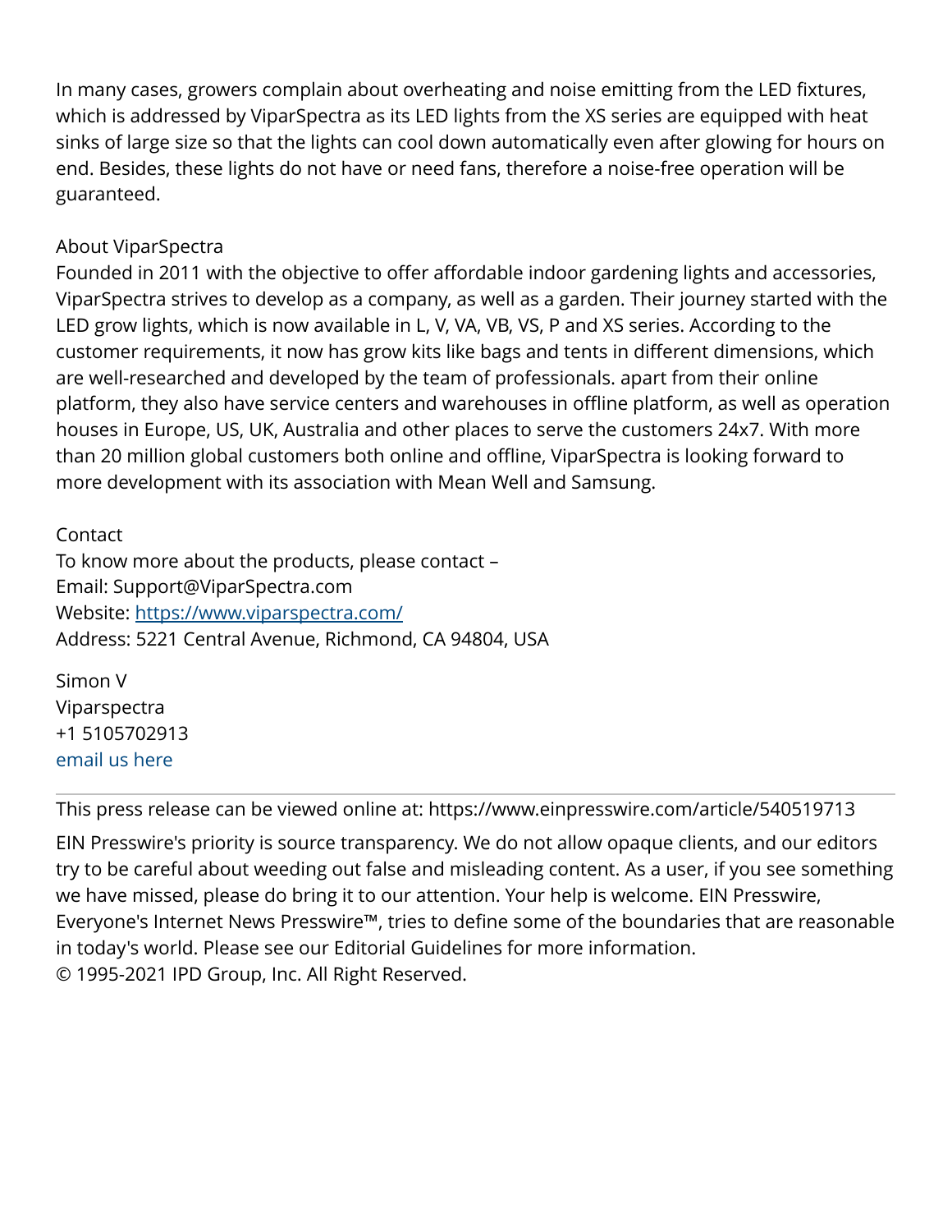In many cases, growers complain about overheating and noise emitting from the LED fixtures, which is addressed by ViparSpectra as its LED lights from the XS series are equipped with heat sinks of large size so that the lights can cool down automatically even after glowing for hours on end. Besides, these lights do not have or need fans, therefore a noise-free operation will be guaranteed.

About ViparSpectra
Founded in 2011 with the objective to offer affordable indoor gardening lights and accessories, ViparSpectra strives to develop as a company, as well as a garden. Their journey started with the LED grow lights, which is now available in L, V, VA, VB, VS, P and XS series. According to the customer requirements, it now has grow kits like bags and tents in different dimensions, which are well-researched and developed by the team of professionals. apart from their online platform, they also have service centers and warehouses in offline platform, as well as operation houses in Europe, US, UK, Australia and other places to serve the customers 24x7. With more than 20 million global customers both online and offline, ViparSpectra is looking forward to more development with its association with Mean Well and Samsung.

Contact
To know more about the products, please contact –
Email: Support@ViparSpectra.com
Website: [https://www.viparspectra.com/](https://www.viparspectra.com/)
Address: 5221 Central Avenue, Richmond, CA 94804, USA

Simon V
Viparspectra
+1 5105702913
email us here

---

This press release can be viewed online at: https://www.einpresswire.com/article/540519713

EIN Presswire's priority is source transparency. We do not allow opaque clients, and our editors try to be careful about weeding out false and misleading content. As a user, if you see something we have missed, please do bring it to our attention. Your help is welcome. EIN Presswire, Everyone's Internet News Presswire™, tries to define some of the boundaries that are reasonable in today's world. Please see our Editorial Guidelines for more information.
© 1995-2021 IPD Group, Inc. All Right Reserved.